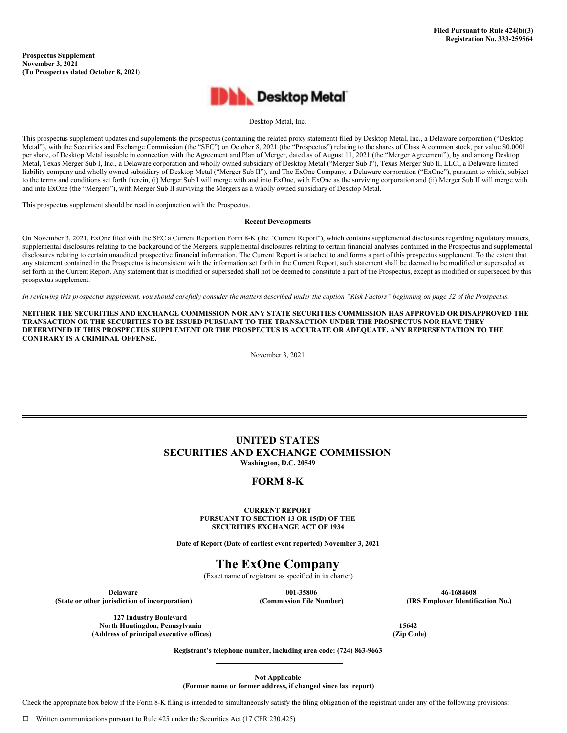Filed Pursuant to Rule 424(b)(3)
Registration No. 333-259564

**Prospectus Supplement**
**November 3, 2021**
**(To Prospectus dated October 8, 2021)**

Desktop Metal

Desktop Metal, Inc.

This prospectus supplement updates and supplements the prospectus (containing the related proxy statement) filed by Desktop Metal, Inc., a Delaware corporation ("Desktop Metal"), with the Securities and Exchange Commission (the "SEC") on October 8, 2021 (the "Prospectus") relating to the shares of Class A common stock, par value $0.0001 per share, of Desktop Metal issuable in connection with the Agreement and Plan of Merger, dated as of August 11, 2021 (the "Merger Agreement"), by and among Desktop Metal, Texas Merger Sub I, Inc., a Delaware corporation and wholly owned subsidiary of Desktop Metal ("Merger Sub I"), Texas Merger Sub II, LLC., a Delaware limited liability company and wholly owned subsidiary of Desktop Metal ("Merger Sub II"), and The ExOne Company, a Delaware corporation ("ExOne"), pursuant to which, subject to the terms and conditions set forth therein, (i) Merger Sub I will merge with and into ExOne, with ExOne as the surviving corporation and (ii) Merger Sub II will merge with and into ExOne (the "Mergers"), with Merger Sub II surviving the Mergers as a wholly owned subsidiary of Desktop Metal.

This prospectus supplement should be read in conjunction with the Prospectus.

**Recent Developments**

On November 3, 2021, ExOne filed with the SEC a Current Report on Form 8-K (the "Current Report"), which contains supplemental disclosures regarding regulatory matters, supplemental disclosures relating to the background of the Mergers, supplemental disclosures relating to certain financial analyses contained in the Prospectus and supplemental disclosures relating to certain unaudited prospective financial information. The Current Report is attached to and forms a part of this prospectus supplement. To the extent that any statement contained in the Prospectus is inconsistent with the information set forth in the Current Report, such statement shall be deemed to be modified or superseded as set forth in the Current Report. Any statement that is modified or superseded shall not be deemed to constitute a part of the Prospectus, except as modified or superseded by this prospectus supplement.

*In reviewing this prospectus supplement, you should carefully consider the matters described under the caption "Risk Factors" beginning on page 32 of the Prospectus.*

**NEITHER THE SECURITIES AND EXCHANGE COMMISSION NOR ANY STATE SECURITIES COMMISSION HAS APPROVED OR DISAPPROVED THE TRANSACTION OR THE SECURITIES TO BE ISSUED PURSUANT TO THE TRANSACTION UNDER THE PROSPECTUS NOR HAVE THEY DETERMINED IF THIS PROSPECTUS SUPPLEMENT OR THE PROSPECTUS IS ACCURATE OR ADEQUATE. ANY REPRESENTATION TO THE CONTRARY IS A CRIMINAL OFFENSE.**

November 3, 2021

---

# UNITED STATES
# SECURITIES AND EXCHANGE COMMISSION
**Washington, D.C. 20549**

## FORM 8-K

**CURRENT REPORT**
**PURSUANT TO SECTION 13 OR 15(D) OF THE**
**SECURITIES EXCHANGE ACT OF 1934**

**Date of Report (Date of earliest event reported) November 3, 2021**

# The ExOne Company
(Exact name of registrant as specified in its charter)

| **Delaware** | **001-35806** | **46-1684608** |
|---|---|---|
| **(State or other jurisdiction of incorporation)** | **(Commission File Number)** | **(IRS Employer Identification No.)** |

| **127 Industry Boulevard North Huntingdon, Pennsylvania** | **15642** |
|---|---|
| **(Address of principal executive offices)** | **(Zip Code)** |

**Registrant's telephone number, including area code: (724) 863-9663**

**Not Applicable**
**(Former name or former address, if changed since last report)**

Check the appropriate box below if the Form 8-K filing is intended to simultaneously satisfy the filing obligation of the registrant under any of the following provisions:

☐ Written communications pursuant to Rule 425 under the Securities Act (17 CFR 230.425)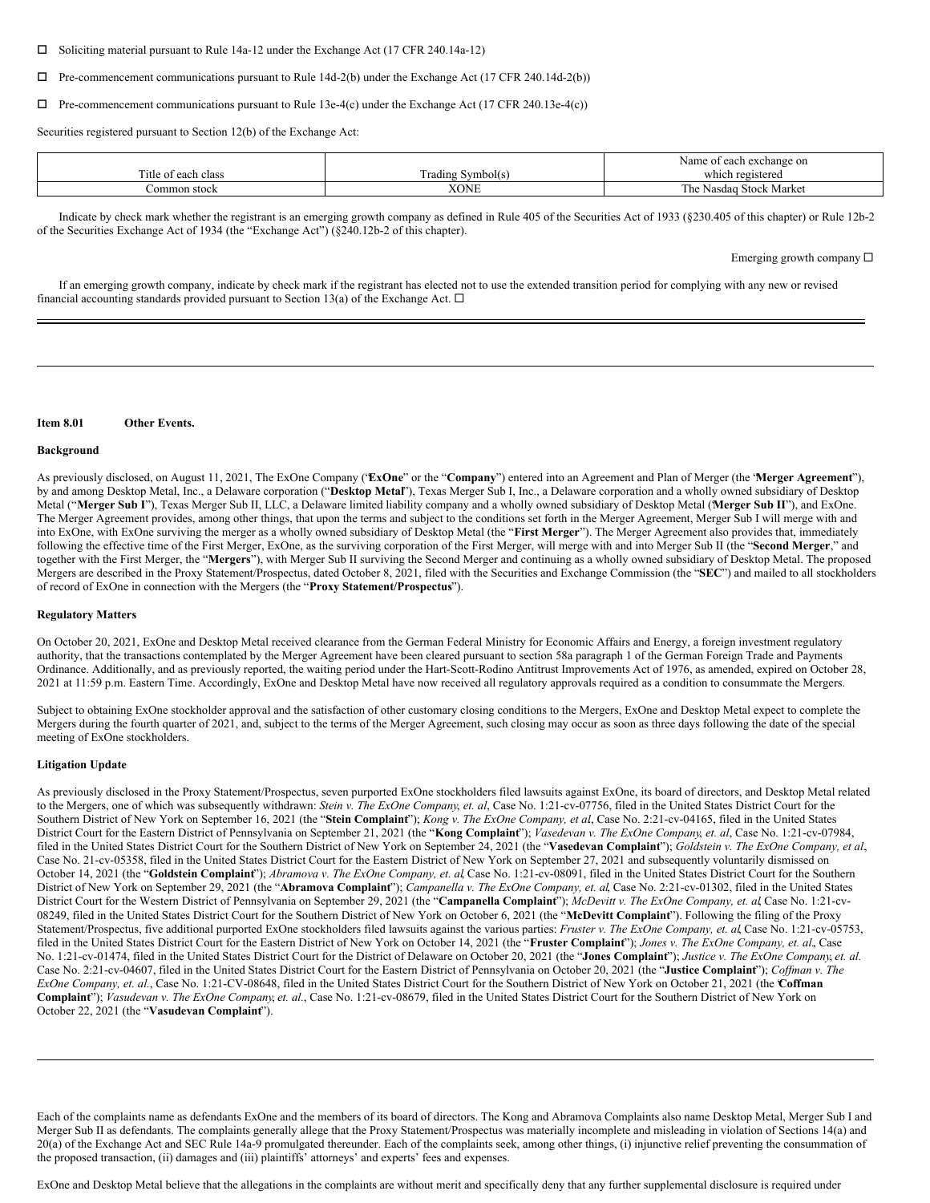☐ Soliciting material pursuant to Rule 14a-12 under the Exchange Act (17 CFR 240.14a-12)

☐ Pre-commencement communications pursuant to Rule 14d-2(b) under the Exchange Act (17 CFR 240.14d-2(b))

☐ Pre-commencement communications pursuant to Rule 13e-4(c) under the Exchange Act (17 CFR 240.13e-4(c))

Securities registered pursuant to Section 12(b) of the Exchange Act:

| Title of each class | Trading Symbol(s) | Name of each exchange on which registered |
|---|---|---|
| Common stock | XONE | The Nasdaq Stock Market |

Indicate by check mark whether the registrant is an emerging growth company as defined in Rule 405 of the Securities Act of 1933 (§230.405 of this chapter) or Rule 12b-2 of the Securities Exchange Act of 1934 (the "Exchange Act") (§240.12b-2 of this chapter).

Emerging growth company ☐

If an emerging growth company, indicate by check mark if the registrant has elected not to use the extended transition period for complying with any new or revised financial accounting standards provided pursuant to Section 13(a) of the Exchange Act. ☐

---

**Item 8.01 Other Events.**

**Background**

As previously disclosed, on August 11, 2021, The ExOne Company ("**ExOne**" or the "**Company**") entered into an Agreement and Plan of Merger (the "**Merger Agreement**"), by and among Desktop Metal, Inc., a Delaware corporation ("**Desktop Metal**"), Texas Merger Sub I, Inc., a Delaware corporation and a wholly owned subsidiary of Desktop Metal ("**Merger Sub I**"), Texas Merger Sub II, LLC, a Delaware limited liability company and a wholly owned subsidiary of Desktop Metal ("**Merger Sub II**"), and ExOne. The Merger Agreement provides, among other things, that upon the terms and subject to the conditions set forth in the Merger Agreement, Merger Sub I will merge with and into ExOne, with ExOne surviving the merger as a wholly owned subsidiary of Desktop Metal (the "**First Merger**"). The Merger Agreement also provides that, immediately following the effective time of the First Merger, ExOne, as the surviving corporation of the First Merger, will merge with and into Merger Sub II (the "**Second Merger**," and together with the First Merger, the "**Mergers**"), with Merger Sub II surviving the Second Merger and continuing as a wholly owned subsidiary of Desktop Metal. The proposed Mergers are described in the Proxy Statement/Prospectus, dated October 8, 2021, filed with the Securities and Exchange Commission (the "**SEC**") and mailed to all stockholders of record of ExOne in connection with the Mergers (the "**Proxy Statement/Prospectus**").

**Regulatory Matters**

On October 20, 2021, ExOne and Desktop Metal received clearance from the German Federal Ministry for Economic Affairs and Energy, a foreign investment regulatory authority, that the transactions contemplated by the Merger Agreement have been cleared pursuant to section 58a paragraph 1 of the German Foreign Trade and Payments Ordinance. Additionally, and as previously reported, the waiting period under the Hart-Scott-Rodino Antitrust Improvements Act of 1976, as amended, expired on October 28, 2021 at 11:59 p.m. Eastern Time. Accordingly, ExOne and Desktop Metal have now received all regulatory approvals required as a condition to consummate the Mergers.

Subject to obtaining ExOne stockholder approval and the satisfaction of other customary closing conditions to the Mergers, ExOne and Desktop Metal expect to complete the Mergers during the fourth quarter of 2021, and, subject to the terms of the Merger Agreement, such closing may occur as soon as three days following the date of the special meeting of ExOne stockholders.

**Litigation Update**

As previously disclosed in the Proxy Statement/Prospectus, seven purported ExOne stockholders filed lawsuits against ExOne, its board of directors, and Desktop Metal related to the Mergers, one of which was subsequently withdrawn: *Stein v. The ExOne Company, et. al*, Case No. 1:21-cv-07756, filed in the United States District Court for the Southern District of New York on September 16, 2021 (the "**Stein Complaint**"); *Kong v. The ExOne Company, et al*, Case No. 2:21-cv-04165, filed in the United States District Court for the Eastern District of Pennsylvania on September 21, 2021 (the "**Kong Complaint**"); *Vasedevan v. The ExOne Company, et. al*, Case No. 1:21-cv-07984, filed in the United States District Court for the Southern District of New York on September 24, 2021 (the "**Vasedevan Complaint**"); *Goldstein v. The ExOne Company, et al*, Case No. 21-cv-05358, filed in the United States District Court for the Eastern District of New York on September 27, 2021 and subsequently voluntarily dismissed on October 14, 2021 (the "**Goldstein Complaint**"); *Abramova v. The ExOne Company, et. al*, Case No. 1:21-cv-08091, filed in the United States District Court for the Southern District of New York on September 29, 2021 (the "**Abramova Complaint**"); *Campanella v. The ExOne Company, et. al*, Case No. 2:21-cv-01302, filed in the United States District Court for the Western District of Pennsylvania on September 29, 2021 (the "**Campanella Complaint**"); *McDevitt v. The ExOne Company, et. al*, Case No. 1:21-cv-08249, filed in the United States District Court for the Southern District of New York on October 6, 2021 (the "**McDevitt Complaint**"). Following the filing of the Proxy Statement/Prospectus, five additional purported ExOne stockholders filed lawsuits against the various parties: *Fruster v. The ExOne Company, et. al*, Case No. 1:21-cv-05753, filed in the United States District Court for the Eastern District of New York on October 14, 2021 (the "**Fruster Complaint**"); *Jones v. The ExOne Company, et. al.*, Case No. 1:21-cv-01474, filed in the United States District Court for the District of Delaware on October 20, 2021 (the "**Jones Complaint**"); *Justice v. The ExOne Company, et. al.* Case No. 2:21-cv-04607, filed in the United States District Court for the Eastern District of Pennsylvania on October 20, 2021 (the "**Justice Complaint**"); *Coffman v. The ExOne Company, et. al.*, Case No. 1:21-CV-08648, filed in the United States District Court for the Southern District of New York on October 21, 2021 (the "**Coffman Complaint**"); *Vasudevan v. The ExOne Company, et. al.*, Case No. 1:21-cv-08679, filed in the United States District Court for the Southern District of New York on October 22, 2021 (the "**Vasudevan Complaint**").

---

Each of the complaints name as defendants ExOne and the members of its board of directors. The Kong and Abramova Complaints also name Desktop Metal, Merger Sub I and Merger Sub II as defendants. The complaints generally allege that the Proxy Statement/Prospectus was materially incomplete and misleading in violation of Sections 14(a) and 20(a) of the Exchange Act and SEC Rule 14a-9 promulgated thereunder. Each of the complaints seek, among other things, (i) injunctive relief preventing the consummation of the proposed transaction, (ii) damages and (iii) plaintiffs' attorneys' and experts' fees and expenses.

ExOne and Desktop Metal believe that the allegations in the complaints are without merit and specifically deny that any further supplemental disclosure is required under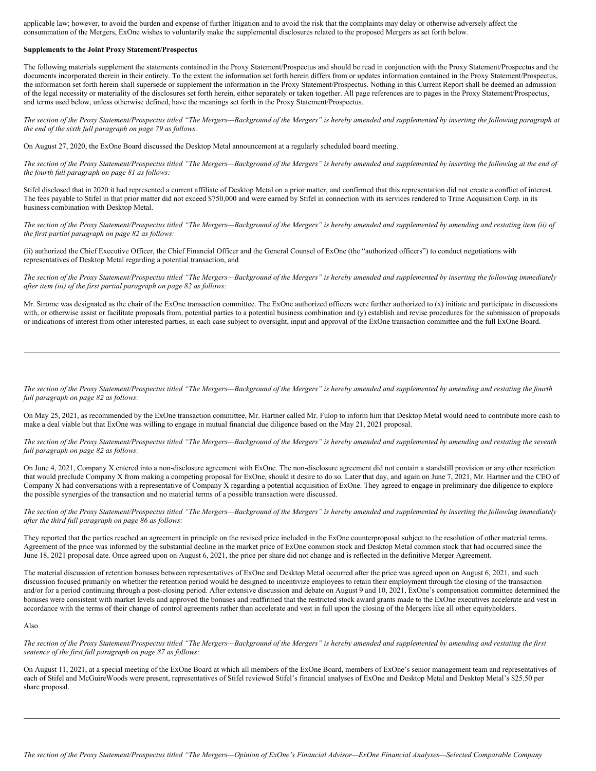applicable law; however, to avoid the burden and expense of further litigation and to avoid the risk that the complaints may delay or otherwise adversely affect the consummation of the Mergers, ExOne wishes to voluntarily make the supplemental disclosures related to the proposed Mergers as set forth below.

**Supplements to the Joint Proxy Statement/Prospectus**

The following materials supplement the statements contained in the Proxy Statement/Prospectus and should be read in conjunction with the Proxy Statement/Prospectus and the documents incorporated therein in their entirety. To the extent the information set forth herein differs from or updates information contained in the Proxy Statement/Prospectus, the information set forth herein shall supersede or supplement the information in the Proxy Statement/Prospectus. Nothing in this Current Report shall be deemed an admission of the legal necessity or materiality of the disclosures set forth herein, either separately or taken together. All page references are to pages in the Proxy Statement/Prospectus, and terms used below, unless otherwise defined, have the meanings set forth in the Proxy Statement/Prospectus.

*The section of the Proxy Statement/Prospectus titled "The Mergers—Background of the Mergers" is hereby amended and supplemented by inserting the following paragraph at the end of the sixth full paragraph on page 79 as follows:*

On August 27, 2020, the ExOne Board discussed the Desktop Metal announcement at a regularly scheduled board meeting.

*The section of the Proxy Statement/Prospectus titled "The Mergers—Background of the Mergers" is hereby amended and supplemented by inserting the following at the end of the fourth full paragraph on page 81 as follows:*

Stifel disclosed that in 2020 it had represented a current affiliate of Desktop Metal on a prior matter, and confirmed that this representation did not create a conflict of interest. The fees payable to Stifel in that prior matter did not exceed $750,000 and were earned by Stifel in connection with its services rendered to Trine Acquisition Corp. in its business combination with Desktop Metal.

*The section of the Proxy Statement/Prospectus titled "The Mergers—Background of the Mergers" is hereby amended and supplemented by amending and restating item (ii) of the first partial paragraph on page 82 as follows:*

(ii) authorized the Chief Executive Officer, the Chief Financial Officer and the General Counsel of ExOne (the "authorized officers") to conduct negotiations with representatives of Desktop Metal regarding a potential transaction, and

*The section of the Proxy Statement/Prospectus titled "The Mergers—Background of the Mergers" is hereby amended and supplemented by inserting the following immediately after item (iii) of the first partial paragraph on page 82 as follows:*

Mr. Strome was designated as the chair of the ExOne transaction committee. The ExOne authorized officers were further authorized to (x) initiate and participate in discussions with, or otherwise assist or facilitate proposals from, potential parties to a potential business combination and (y) establish and revise procedures for the submission of proposals or indications of interest from other interested parties, in each case subject to oversight, input and approval of the ExOne transaction committee and the full ExOne Board.

---

*The section of the Proxy Statement/Prospectus titled "The Mergers—Background of the Mergers" is hereby amended and supplemented by amending and restating the fourth full paragraph on page 82 as follows:*

On May 25, 2021, as recommended by the ExOne transaction committee, Mr. Hartner called Mr. Fulop to inform him that Desktop Metal would need to contribute more cash to make a deal viable but that ExOne was willing to engage in mutual financial due diligence based on the May 21, 2021 proposal.

*The section of the Proxy Statement/Prospectus titled "The Mergers—Background of the Mergers" is hereby amended and supplemented by amending and restating the seventh full paragraph on page 82 as follows:*

On June 4, 2021, Company X entered into a non-disclosure agreement with ExOne. The non-disclosure agreement did not contain a standstill provision or any other restriction that would preclude Company X from making a competing proposal for ExOne, should it desire to do so. Later that day, and again on June 7, 2021, Mr. Hartner and the CEO of Company X had conversations with a representative of Company X regarding a potential acquisition of ExOne. They agreed to engage in preliminary due diligence to explore the possible synergies of the transaction and no material terms of a possible transaction were discussed.

*The section of the Proxy Statement/Prospectus titled "The Mergers—Background of the Mergers" is hereby amended and supplemented by inserting the following immediately after the third full paragraph on page 86 as follows:*

They reported that the parties reached an agreement in principle on the revised price included in the ExOne counterproposal subject to the resolution of other material terms. Agreement of the price was informed by the substantial decline in the market price of ExOne common stock and Desktop Metal common stock that had occurred since the June 18, 2021 proposal date. Once agreed upon on August 6, 2021, the price per share did not change and is reflected in the definitive Merger Agreement.

The material discussion of retention bonuses between representatives of ExOne and Desktop Metal occurred after the price was agreed upon on August 6, 2021, and such discussion focused primarily on whether the retention period would be designed to incentivize employees to retain their employment through the closing of the transaction and/or for a period continuing through a post-closing period. After extensive discussion and debate on August 9 and 10, 2021, ExOne's compensation committee determined the bonuses were consistent with market levels and approved the bonuses and reaffirmed that the restricted stock award grants made to the ExOne executives accelerate and vest in accordance with the terms of their change of control agreements rather than accelerate and vest in full upon the closing of the Mergers like all other equityholders.

Also

*The section of the Proxy Statement/Prospectus titled "The Mergers—Background of the Mergers" is hereby amended and supplemented by amending and restating the first sentence of the first full paragraph on page 87 as follows:*

On August 11, 2021, at a special meeting of the ExOne Board at which all members of the ExOne Board, members of ExOne's senior management team and representatives of each of Stifel and McGuireWoods were present, representatives of Stifel reviewed Stifel's financial analyses of ExOne and Desktop Metal and Desktop Metal's $25.50 per share proposal.

---

*The section of the Proxy Statement/Prospectus titled "The Mergers—Opinion of ExOne's Financial Advisor—ExOne Financial Analyses—Selected Comparable Company*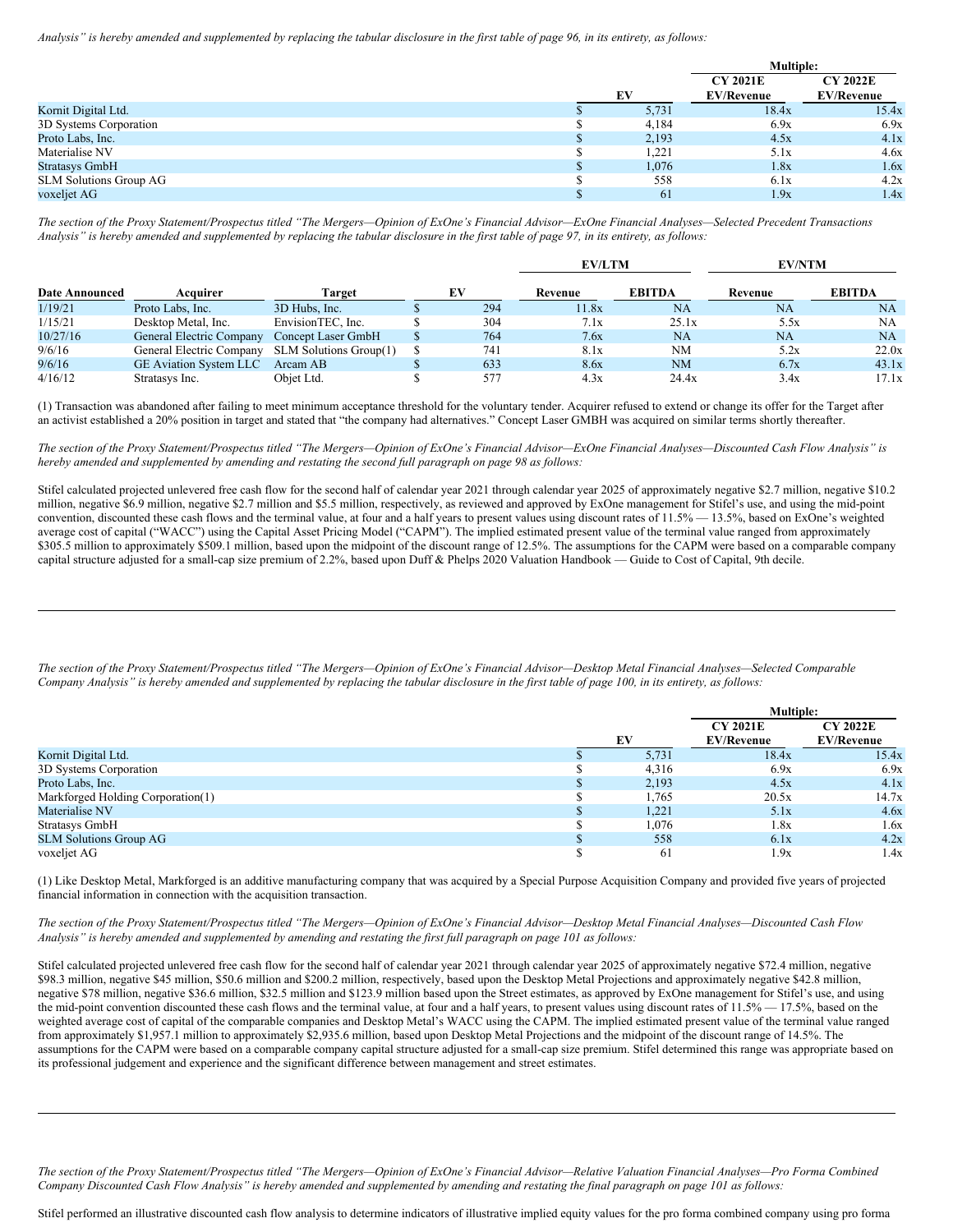*Analysis" is hereby amended and supplemented by replacing the tabular disclosure in the first table of page 96, in its entirety, as follows:*

| | EV | Multiple: CY 2021E EV/Revenue | CY 2022E EV/Revenue |
|---|---|---|---|
| Kornit Digital Ltd. | $ 5,731 | 18.4x | 15.4x |
| 3D Systems Corporation | $ 4,184 | 6.9x | 6.9x |
| Proto Labs, Inc. | $ 2,193 | 4.5x | 4.1x |
| Materialise NV | $ 1,221 | 5.1x | 4.6x |
| Stratasys GmbH | $ 1,076 | 1.8x | 1.6x |
| SLM Solutions Group AG | $ 558 | 6.1x | 4.2x |
| voxeljet AG | $ 61 | 1.9x | 1.4x |

*The section of the Proxy Statement/Prospectus titled "The Mergers—Opinion of ExOne's Financial Advisor—ExOne Financial Analyses—Selected Precedent Transactions Analysis" is hereby amended and supplemented by replacing the tabular disclosure in the first table of page 97, in its entirety, as follows:*

| | | | | EV/LTM | | EV/NTM | |
|---|---|---|---|---|---|---|---|
| **Date Announced** | **Acquirer** | **Target** | **EV** | **Revenue** | **EBITDA** | **Revenue** | **EBITDA** |
| 1/19/21 | Proto Labs, Inc. | 3D Hubs, Inc. | $ 294 | 11.8x | NA | NA | NA |
| 1/15/21 | Desktop Metal, Inc. | EnvisionTEC, Inc. | $ 304 | 7.1x | 25.1x | 5.5x | NA |
| 10/27/16 | General Electric Company | Concept Laser GmbH | $ 764 | 7.6x | NA | NA | NA |
| 9/6/16 | General Electric Company | SLM Solutions Group(1) | $ 741 | 8.1x | NM | 5.2x | 22.0x |
| 9/6/16 | GE Aviation System LLC | Arcam AB | $ 633 | 8.6x | NM | 6.7x | 43.1x |
| 4/16/12 | Stratasys Inc. | Objet Ltd. | $ 577 | 4.3x | 24.4x | 3.4x | 17.1x |

(1) Transaction was abandoned after failing to meet minimum acceptance threshold for the voluntary tender. Acquirer refused to extend or change its offer for the Target after an activist established a 20% position in target and stated that "the company had alternatives." Concept Laser GMBH was acquired on similar terms shortly thereafter.

*The section of the Proxy Statement/Prospectus titled "The Mergers—Opinion of ExOne's Financial Advisor—ExOne Financial Analyses—Discounted Cash Flow Analysis" is hereby amended and supplemented by amending and restating the second full paragraph on page 98 as follows:*

Stifel calculated projected unlevered free cash flow for the second half of calendar year 2021 through calendar year 2025 of approximately negative $2.7 million, negative $10.2 million, negative $6.9 million, negative $2.7 million and $5.5 million, respectively, as reviewed and approved by ExOne management for Stifel's use, and using the mid-point convention, discounted these cash flows and the terminal value, at four and a half years to present values using discount rates of 11.5% — 13.5%, based on ExOne's weighted average cost of capital ("WACC") using the Capital Asset Pricing Model ("CAPM"). The implied estimated present value of the terminal value ranged from approximately $305.5 million to approximately $509.1 million, based upon the midpoint of the discount range of 12.5%. The assumptions for the CAPM were based on a comparable company capital structure adjusted for a small-cap size premium of 2.2%, based upon Duff & Phelps 2020 Valuation Handbook — Guide to Cost of Capital, 9th decile.

---

*The section of the Proxy Statement/Prospectus titled "The Mergers—Opinion of ExOne's Financial Advisor—Desktop Metal Financial Analyses—Selected Comparable Company Analysis" is hereby amended and supplemented by replacing the tabular disclosure in the first table of page 100, in its entirety, as follows:*

| | EV | Multiple: CY 2021E EV/Revenue | CY 2022E EV/Revenue |
|---|---|---|---|
| Kornit Digital Ltd. | $ 5,731 | 18.4x | 15.4x |
| 3D Systems Corporation | $ 4,316 | 6.9x | 6.9x |
| Proto Labs, Inc. | $ 2,193 | 4.5x | 4.1x |
| Markforged Holding Corporation(1) | $ 1,765 | 20.5x | 14.7x |
| Materialise NV | $ 1,221 | 5.1x | 4.6x |
| Stratasys GmbH | $ 1,076 | 1.8x | 1.6x |
| SLM Solutions Group AG | $ 558 | 6.1x | 4.2x |
| voxeljet AG | $ 61 | 1.9x | 1.4x |

(1) Like Desktop Metal, Markforged is an additive manufacturing company that was acquired by a Special Purpose Acquisition Company and provided five years of projected financial information in connection with the acquisition transaction.

*The section of the Proxy Statement/Prospectus titled "The Mergers—Opinion of ExOne's Financial Advisor—Desktop Metal Financial Analyses—Discounted Cash Flow Analysis" is hereby amended and supplemented by amending and restating the first full paragraph on page 101 as follows:*

Stifel calculated projected unlevered free cash flow for the second half of calendar year 2021 through calendar year 2025 of approximately negative $72.4 million, negative $98.3 million, negative $45 million, $50.6 million and $200.2 million, respectively, based upon the Desktop Metal Projections and approximately negative $42.8 million, negative $78 million, negative $36.6 million, $32.5 million and $123.9 million based upon the Street estimates, as approved by ExOne management for Stifel's use, and using the mid-point convention discounted these cash flows and the terminal value, at four and a half years, to present values using discount rates of 11.5% — 17.5%, based on the weighted average cost of capital of the comparable companies and Desktop Metal's WACC using the CAPM. The implied estimated present value of the terminal value ranged from approximately $1,957.1 million to approximately $2,935.6 million, based upon Desktop Metal Projections and the midpoint of the discount range of 14.5%. The assumptions for the CAPM were based on a comparable company capital structure adjusted for a small-cap size premium. Stifel determined this range was appropriate based on its professional judgement and experience and the significant difference between management and street estimates.

---

*The section of the Proxy Statement/Prospectus titled "The Mergers—Opinion of ExOne's Financial Advisor—Relative Valuation Financial Analyses—Pro Forma Combined Company Discounted Cash Flow Analysis" is hereby amended and supplemented by amending and restating the final paragraph on page 101 as follows:*

Stifel performed an illustrative discounted cash flow analysis to determine indicators of illustrative implied equity values for the pro forma combined company using pro forma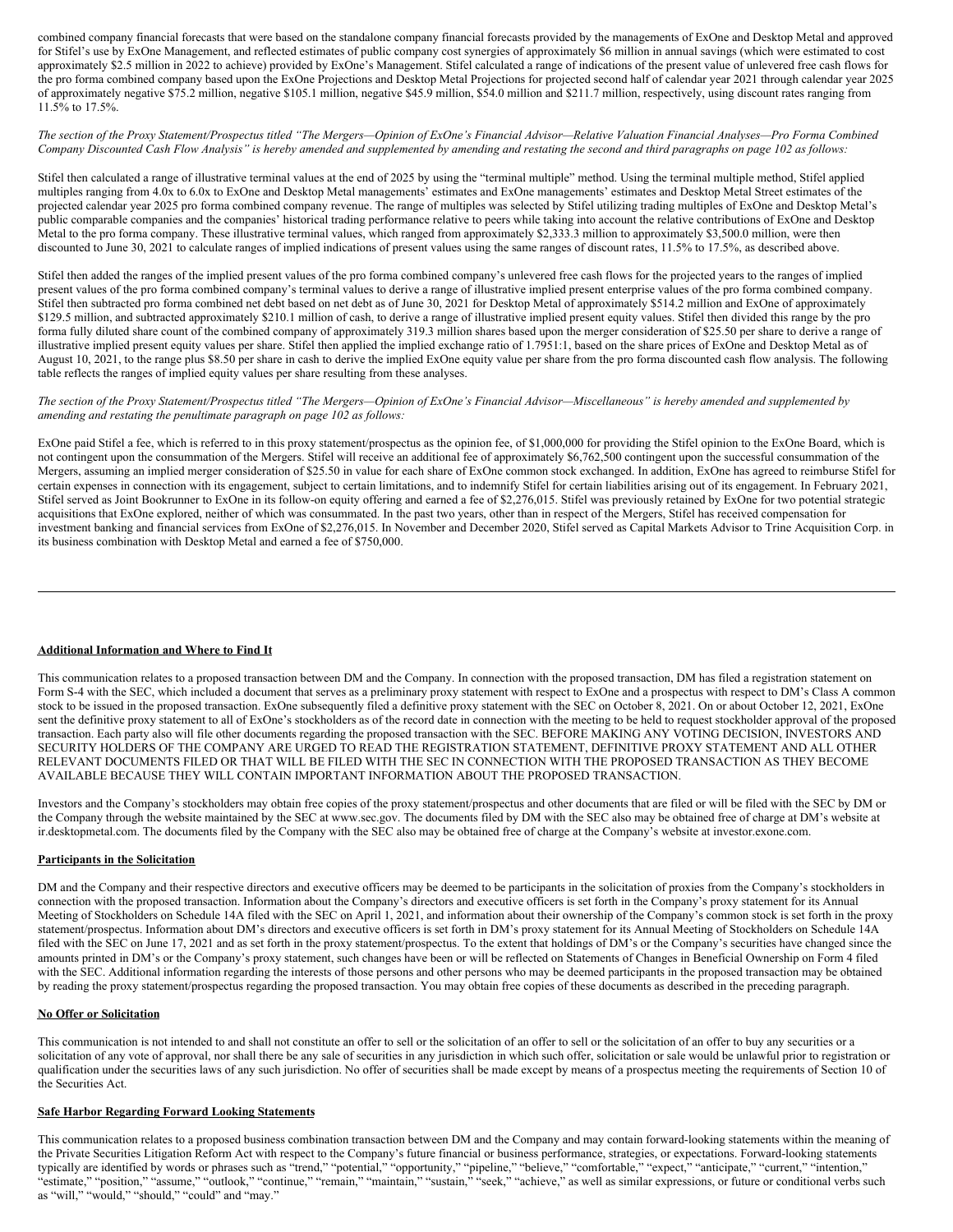combined company financial forecasts that were based on the standalone company financial forecasts provided by the managements of ExOne and Desktop Metal and approved for Stifel's use by ExOne Management, and reflected estimates of public company cost synergies of approximately $6 million in annual savings (which were estimated to cost approximately $2.5 million in 2022 to achieve) provided by ExOne's Management. Stifel calculated a range of indications of the present value of unlevered free cash flows for the pro forma combined company based upon the ExOne Projections and Desktop Metal Projections for projected second half of calendar year 2021 through calendar year 2025 of approximately negative $75.2 million, negative $105.1 million, negative $45.9 million, $54.0 million and $211.7 million, respectively, using discount rates ranging from 11.5% to 17.5%.

*The section of the Proxy Statement/Prospectus titled "The Mergers—Opinion of ExOne's Financial Advisor—Relative Valuation Financial Analyses—Pro Forma Combined Company Discounted Cash Flow Analysis" is hereby amended and supplemented by amending and restating the second and third paragraphs on page 102 as follows:*

Stifel then calculated a range of illustrative terminal values at the end of 2025 by using the "terminal multiple" method. Using the terminal multiple method, Stifel applied multiples ranging from 4.0x to 6.0x to ExOne and Desktop Metal managements' estimates and ExOne managements' estimates and Desktop Metal Street estimates of the projected calendar year 2025 pro forma combined company revenue. The range of multiples was selected by Stifel utilizing trading multiples of ExOne and Desktop Metal's public comparable companies and the companies' historical trading performance relative to peers while taking into account the relative contributions of ExOne and Desktop Metal to the pro forma company. These illustrative terminal values, which ranged from approximately $2,333.3 million to approximately $3,500.0 million, were then discounted to June 30, 2021 to calculate ranges of implied indications of present values using the same ranges of discount rates, 11.5% to 17.5%, as described above.

Stifel then added the ranges of the implied present values of the pro forma combined company's unlevered free cash flows for the projected years to the ranges of implied present values of the pro forma combined company's terminal values to derive a range of illustrative implied present enterprise values of the pro forma combined company. Stifel then subtracted pro forma combined net debt based on net debt as of June 30, 2021 for Desktop Metal of approximately $514.2 million and ExOne of approximately $129.5 million, and subtracted approximately $210.1 million of cash, to derive a range of illustrative implied present equity values. Stifel then divided this range by the pro forma fully diluted share count of the combined company of approximately 319.3 million shares based upon the merger consideration of $25.50 per share to derive a range of illustrative implied present equity values per share. Stifel then applied the implied exchange ratio of 1.7951:1, based on the share prices of ExOne and Desktop Metal as of August 10, 2021, to the range plus $8.50 per share in cash to derive the implied ExOne equity value per share from the pro forma discounted cash flow analysis. The following table reflects the ranges of implied equity values per share resulting from these analyses.

*The section of the Proxy Statement/Prospectus titled "The Mergers—Opinion of ExOne's Financial Advisor—Miscellaneous" is hereby amended and supplemented by amending and restating the penultimate paragraph on page 102 as follows:*

ExOne paid Stifel a fee, which is referred to in this proxy statement/prospectus as the opinion fee, of $1,000,000 for providing the Stifel opinion to the ExOne Board, which is not contingent upon the consummation of the Mergers. Stifel will receive an additional fee of approximately $6,762,500 contingent upon the successful consummation of the Mergers, assuming an implied merger consideration of $25.50 in value for each share of ExOne common stock exchanged. In addition, ExOne has agreed to reimburse Stifel for certain expenses in connection with its engagement, subject to certain limitations, and to indemnify Stifel for certain liabilities arising out of its engagement. In February 2021, Stifel served as Joint Bookrunner to ExOne in its follow-on equity offering and earned a fee of $2,276,015. Stifel was previously retained by ExOne for two potential strategic acquisitions that ExOne explored, neither of which was consummated. In the past two years, other than in respect of the Mergers, Stifel has received compensation for investment banking and financial services from ExOne of $2,276,015. In November and December 2020, Stifel served as Capital Markets Advisor to Trine Acquisition Corp. in its business combination with Desktop Metal and earned a fee of $750,000.

---

**Additional Information and Where to Find It**

This communication relates to a proposed transaction between DM and the Company. In connection with the proposed transaction, DM has filed a registration statement on Form S-4 with the SEC, which included a document that serves as a preliminary proxy statement with respect to ExOne and a prospectus with respect to DM's Class A common stock to be issued in the proposed transaction. ExOne subsequently filed a definitive proxy statement with the SEC on October 8, 2021. On or about October 12, 2021, ExOne sent the definitive proxy statement to all of ExOne's stockholders as of the record date in connection with the meeting to be held to request stockholder approval of the proposed transaction. Each party also will file other documents regarding the proposed transaction with the SEC. BEFORE MAKING ANY VOTING DECISION, INVESTORS AND SECURITY HOLDERS OF THE COMPANY ARE URGED TO READ THE REGISTRATION STATEMENT, DEFINITIVE PROXY STATEMENT AND ALL OTHER RELEVANT DOCUMENTS FILED OR THAT WILL BE FILED WITH THE SEC IN CONNECTION WITH THE PROPOSED TRANSACTION AS THEY BECOME AVAILABLE BECAUSE THEY WILL CONTAIN IMPORTANT INFORMATION ABOUT THE PROPOSED TRANSACTION.

Investors and the Company's stockholders may obtain free copies of the proxy statement/prospectus and other documents that are filed or will be filed with the SEC by DM or the Company through the website maintained by the SEC at www.sec.gov. The documents filed by DM with the SEC also may be obtained free of charge at DM's website at ir.desktopmetal.com. The documents filed by the Company with the SEC also may be obtained free of charge at the Company's website at investor.exone.com.

**Participants in the Solicitation**

DM and the Company and their respective directors and executive officers may be deemed to be participants in the solicitation of proxies from the Company's stockholders in connection with the proposed transaction. Information about the Company's directors and executive officers is set forth in the Company's proxy statement for its Annual Meeting of Stockholders on Schedule 14A filed with the SEC on April 1, 2021, and information about their ownership of the Company's common stock is set forth in the proxy statement/prospectus. Information about DM's directors and executive officers is set forth in DM's proxy statement for its Annual Meeting of Stockholders on Schedule 14A filed with the SEC on June 17, 2021 and as set forth in the proxy statement/prospectus. To the extent that holdings of DM's or the Company's securities have changed since the amounts printed in DM's or the Company's proxy statement, such changes have been or will be reflected on Statements of Changes in Beneficial Ownership on Form 4 filed with the SEC. Additional information regarding the interests of those persons and other persons who may be deemed participants in the proposed transaction may be obtained by reading the proxy statement/prospectus regarding the proposed transaction. You may obtain free copies of these documents as described in the preceding paragraph.

**No Offer or Solicitation**

This communication is not intended to and shall not constitute an offer to sell or the solicitation of an offer to sell or the solicitation of an offer to buy any securities or a solicitation of any vote of approval, nor shall there be any sale of securities in any jurisdiction in which such offer, solicitation or sale would be unlawful prior to registration or qualification under the securities laws of any such jurisdiction. No offer of securities shall be made except by means of a prospectus meeting the requirements of Section 10 of the Securities Act.

**Safe Harbor Regarding Forward Looking Statements**

This communication relates to a proposed business combination transaction between DM and the Company and may contain forward-looking statements within the meaning of the Private Securities Litigation Reform Act with respect to the Company's future financial or business performance, strategies, or expectations. Forward-looking statements typically are identified by words or phrases such as "trend," "potential," "opportunity," "pipeline," "believe," "comfortable," "expect," "anticipate," "current," "intention," "estimate," "position," "assume," "outlook," "continue," "remain," "maintain," "sustain," "seek," "achieve," as well as similar expressions, or future or conditional verbs such as "will," "would," "should," "could" and "may."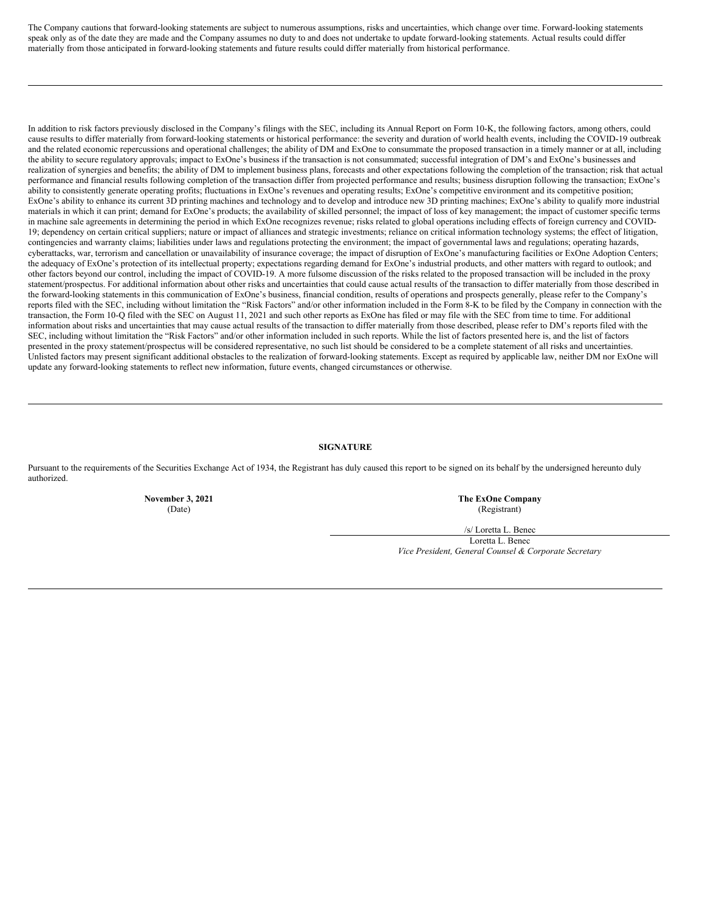The Company cautions that forward-looking statements are subject to numerous assumptions, risks and uncertainties, which change over time. Forward-looking statements speak only as of the date they are made and the Company assumes no duty to and does not undertake to update forward-looking statements. Actual results could differ materially from those anticipated in forward-looking statements and future results could differ materially from historical performance.

---

In addition to risk factors previously disclosed in the Company's filings with the SEC, including its Annual Report on Form 10-K, the following factors, among others, could cause results to differ materially from forward-looking statements or historical performance: the severity and duration of world health events, including the COVID-19 outbreak and the related economic repercussions and operational challenges; the ability of DM and ExOne to consummate the proposed transaction in a timely manner or at all, including the ability to secure regulatory approvals; impact to ExOne's business if the transaction is not consummated; successful integration of DM's and ExOne's businesses and realization of synergies and benefits; the ability of DM to implement business plans, forecasts and other expectations following the completion of the transaction; risk that actual performance and financial results following completion of the transaction differ from projected performance and results; business disruption following the transaction; ExOne's ability to consistently generate operating profits; fluctuations in ExOne's revenues and operating results; ExOne's competitive environment and its competitive position; ExOne's ability to enhance its current 3D printing machines and technology and to develop and introduce new 3D printing machines; ExOne's ability to qualify more industrial materials in which it can print; demand for ExOne's products; the availability of skilled personnel; the impact of loss of key management; the impact of customer specific terms in machine sale agreements in determining the period in which ExOne recognizes revenue; risks related to global operations including effects of foreign currency and COVID-19; dependency on certain critical suppliers; nature or impact of alliances and strategic investments; reliance on critical information technology systems; the effect of litigation, contingencies and warranty claims; liabilities under laws and regulations protecting the environment; the impact of governmental laws and regulations; operating hazards, cyberattacks, war, terrorism and cancellation or unavailability of insurance coverage; the impact of disruption of ExOne's manufacturing facilities or ExOne Adoption Centers; the adequacy of ExOne's protection of its intellectual property; expectations regarding demand for ExOne's industrial products, and other matters with regard to outlook; and other factors beyond our control, including the impact of COVID-19. A more fulsome discussion of the risks related to the proposed transaction will be included in the proxy statement/prospectus. For additional information about other risks and uncertainties that could cause actual results of the transaction to differ materially from those described in the forward-looking statements in this communication of ExOne's business, financial condition, results of operations and prospects generally, please refer to the Company's reports filed with the SEC, including without limitation the "Risk Factors" and/or other information included in the Form 8-K to be filed by the Company in connection with the transaction, the Form 10-Q filed with the SEC on August 11, 2021 and such other reports as ExOne has filed or may file with the SEC from time to time. For additional information about risks and uncertainties that may cause actual results of the transaction to differ materially from those described, please refer to DM's reports filed with the SEC, including without limitation the "Risk Factors" and/or other information included in such reports. While the list of factors presented here is, and the list of factors presented in the proxy statement/prospectus will be considered representative, no such list should be considered to be a complete statement of all risks and uncertainties. Unlisted factors may present significant additional obstacles to the realization of forward-looking statements. Except as required by applicable law, neither DM nor ExOne will update any forward-looking statements to reflect new information, future events, changed circumstances or otherwise.

---

**SIGNATURE**

Pursuant to the requirements of the Securities Exchange Act of 1934, the Registrant has duly caused this report to be signed on its behalf by the undersigned hereunto duly authorized.

| | |
|---|---|
| **November 3, 2021** | **The ExOne Company** |
| (Date) | (Registrant) |
| | /s/ Loretta L. Benec |
| | Loretta L. Benec |
| | *Vice President, General Counsel & Corporate Secretary* |